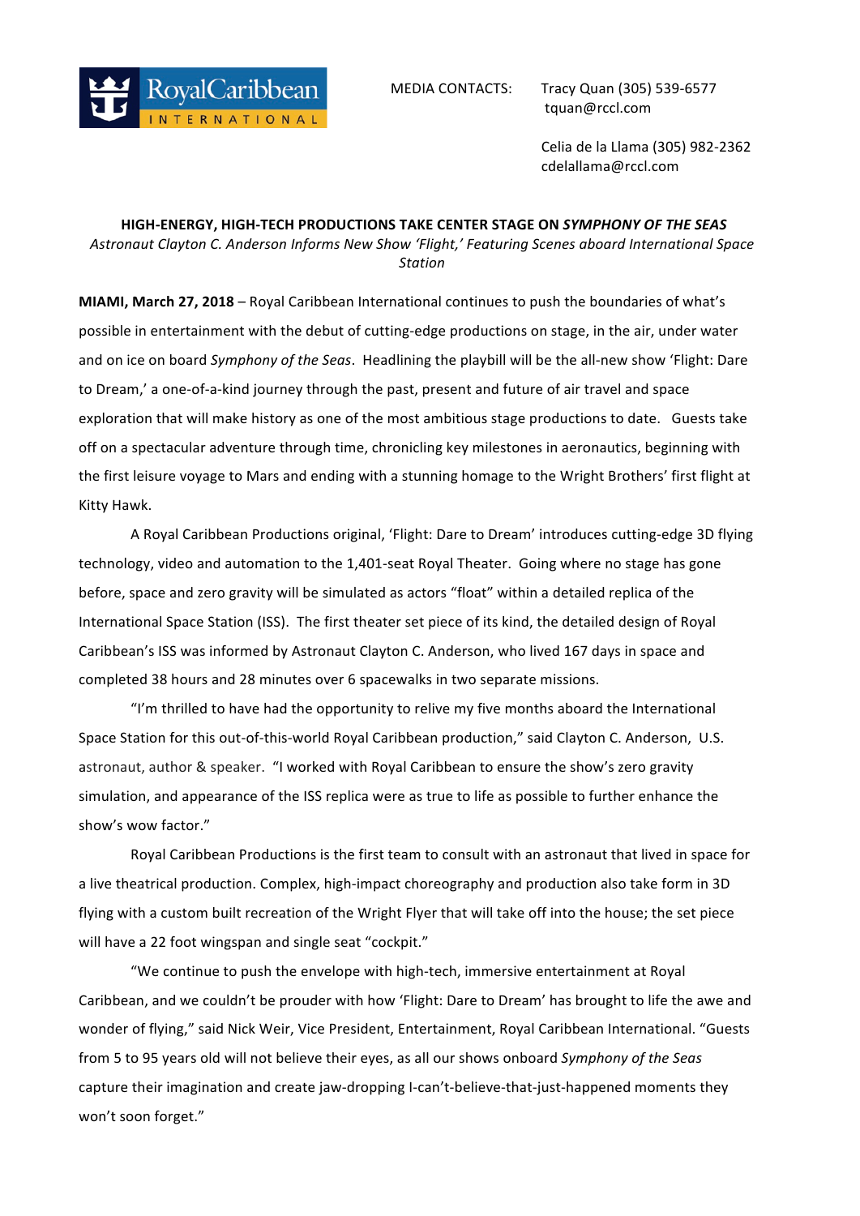Royal Caribbean INTERNATIONAL

MEDIA CONTACTS: Tracy Quan (305) 539-6577
tquan@rccl.com

Celia de la Llama (305) 982-2362
cdelallama@rccl.com

**HIGH-ENERGY, HIGH-TECH PRODUCTIONS TAKE CENTER STAGE ON *SYMPHONY OF THE SEAS***

*Astronaut Clayton C. Anderson Informs New Show 'Flight,' Featuring Scenes aboard International Space Station*

**MIAMI, March 27, 2018** – Royal Caribbean International continues to push the boundaries of what's possible in entertainment with the debut of cutting-edge productions on stage, in the air, under water and on ice on board *Symphony of the Seas*. Headlining the playbill will be the all-new show 'Flight: Dare to Dream,' a one-of-a-kind journey through the past, present and future of air travel and space exploration that will make history as one of the most ambitious stage productions to date. Guests take off on a spectacular adventure through time, chronicling key milestones in aeronautics, beginning with the first leisure voyage to Mars and ending with a stunning homage to the Wright Brothers' first flight at Kitty Hawk.

A Royal Caribbean Productions original, 'Flight: Dare to Dream' introduces cutting-edge 3D flying technology, video and automation to the 1,401-seat Royal Theater. Going where no stage has gone before, space and zero gravity will be simulated as actors "float" within a detailed replica of the International Space Station (ISS). The first theater set piece of its kind, the detailed design of Royal Caribbean's ISS was informed by Astronaut Clayton C. Anderson, who lived 167 days in space and completed 38 hours and 28 minutes over 6 spacewalks in two separate missions.

"I'm thrilled to have had the opportunity to relive my five months aboard the International Space Station for this out-of-this-world Royal Caribbean production," said Clayton C. Anderson, U.S. astronaut, author & speaker. "I worked with Royal Caribbean to ensure the show's zero gravity simulation, and appearance of the ISS replica were as true to life as possible to further enhance the show's wow factor."

Royal Caribbean Productions is the first team to consult with an astronaut that lived in space for a live theatrical production. Complex, high-impact choreography and production also take form in 3D flying with a custom built recreation of the Wright Flyer that will take off into the house; the set piece will have a 22 foot wingspan and single seat "cockpit."

"We continue to push the envelope with high-tech, immersive entertainment at Royal Caribbean, and we couldn't be prouder with how 'Flight: Dare to Dream' has brought to life the awe and wonder of flying," said Nick Weir, Vice President, Entertainment, Royal Caribbean International. "Guests from 5 to 95 years old will not believe their eyes, as all our shows onboard *Symphony of the Seas* capture their imagination and create jaw-dropping I-can't-believe-that-just-happened moments they won't soon forget."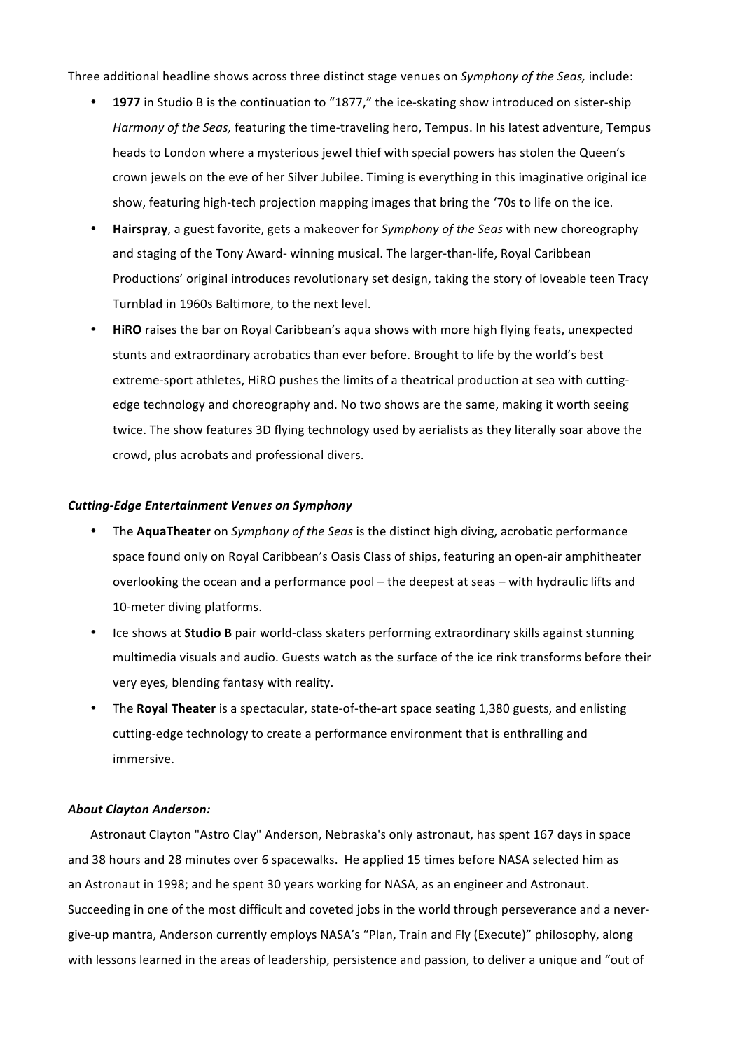Three additional headline shows across three distinct stage venues on *Symphony of the Seas,* include:

- **1977** in Studio B is the continuation to "1877," the ice-skating show introduced on sister-ship *Harmony of the Seas,* featuring the time-traveling hero, Tempus. In his latest adventure, Tempus heads to London where a mysterious jewel thief with special powers has stolen the Queen's crown jewels on the eve of her Silver Jubilee. Timing is everything in this imaginative original ice show, featuring high-tech projection mapping images that bring the '70s to life on the ice.
- **Hairspray**, a guest favorite, gets a makeover for *Symphony of the Seas* with new choreography and staging of the Tony Award- winning musical. The larger-than-life, Royal Caribbean Productions' original introduces revolutionary set design, taking the story of loveable teen Tracy Turnblad in 1960s Baltimore, to the next level.
- **HiRO** raises the bar on Royal Caribbean's aqua shows with more high flying feats, unexpected stunts and extraordinary acrobatics than ever before. Brought to life by the world's best extreme-sport athletes, HiRO pushes the limits of a theatrical production at sea with cutting-edge technology and choreography and. No two shows are the same, making it worth seeing twice. The show features 3D flying technology used by aerialists as they literally soar above the crowd, plus acrobats and professional divers.

***Cutting-Edge Entertainment Venues on Symphony***

- The **AquaTheater** on *Symphony of the Seas* is the distinct high diving, acrobatic performance space found only on Royal Caribbean's Oasis Class of ships, featuring an open-air amphitheater overlooking the ocean and a performance pool – the deepest at seas – with hydraulic lifts and 10-meter diving platforms.
- Ice shows at **Studio B** pair world-class skaters performing extraordinary skills against stunning multimedia visuals and audio. Guests watch as the surface of the ice rink transforms before their very eyes, blending fantasy with reality.
- The **Royal Theater** is a spectacular, state-of-the-art space seating 1,380 guests, and enlisting cutting-edge technology to create a performance environment that is enthralling and immersive.

***About Clayton Anderson:***

Astronaut Clayton "Astro Clay" Anderson, Nebraska's only astronaut, has spent 167 days in space and 38 hours and 28 minutes over 6 spacewalks. He applied 15 times before NASA selected him as an Astronaut in 1998; and he spent 30 years working for NASA, as an engineer and Astronaut. Succeeding in one of the most difficult and coveted jobs in the world through perseverance and a never-give-up mantra, Anderson currently employs NASA's "Plan, Train and Fly (Execute)" philosophy, along with lessons learned in the areas of leadership, persistence and passion, to deliver a unique and "out of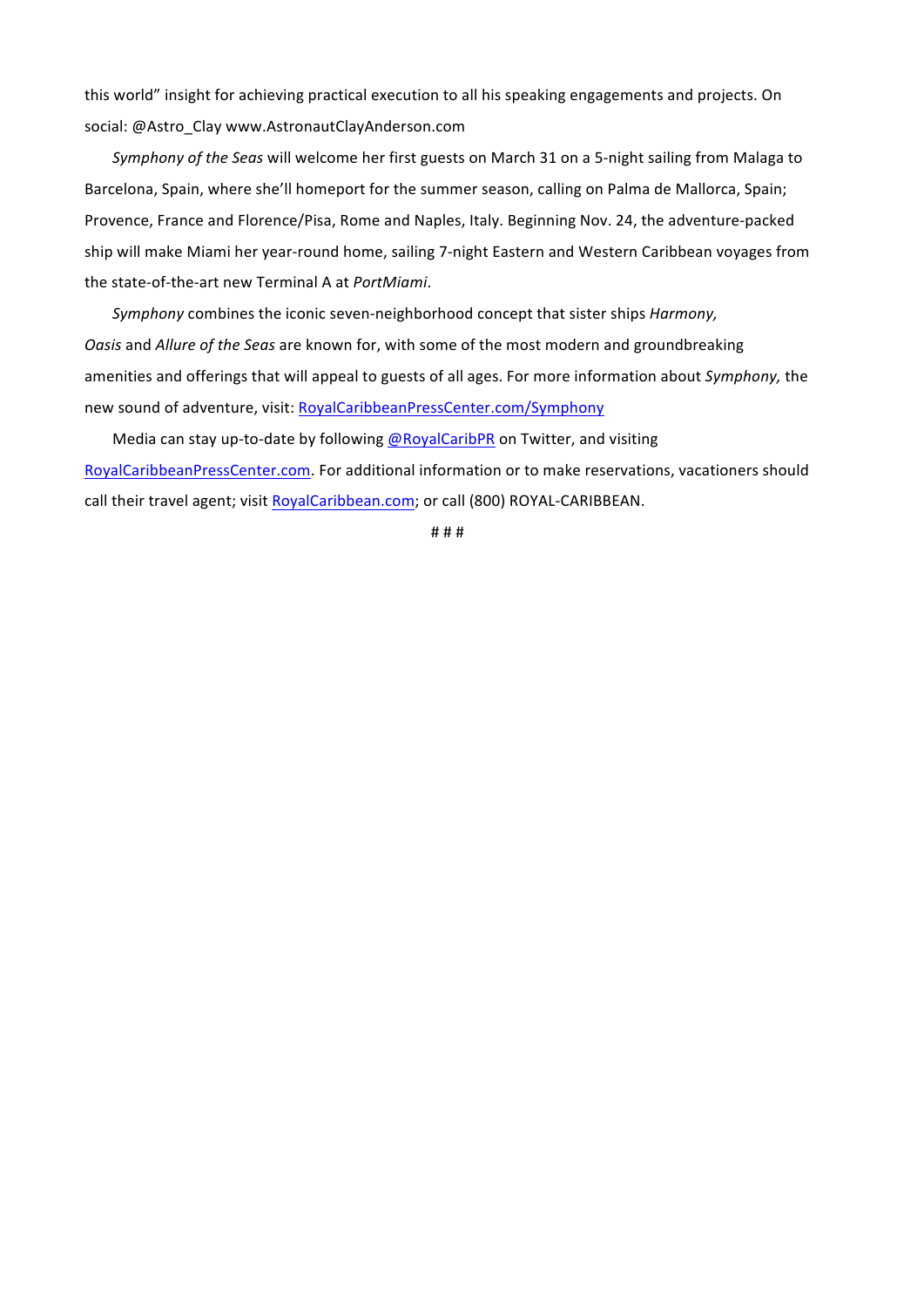this world" insight for achieving practical execution to all his speaking engagements and projects. On social: @Astro_Clay www.AstronautClayAnderson.com

*Symphony of the Seas* will welcome her first guests on March 31 on a 5-night sailing from Malaga to Barcelona, Spain, where she'll homeport for the summer season, calling on Palma de Mallorca, Spain; Provence, France and Florence/Pisa, Rome and Naples, Italy. Beginning Nov. 24, the adventure-packed ship will make Miami her year-round home, sailing 7-night Eastern and Western Caribbean voyages from the state-of-the-art new Terminal A at *PortMiami*.

*Symphony* combines the iconic seven-neighborhood concept that sister ships *Harmony, Oasis* and *Allure of the Seas* are known for, with some of the most modern and groundbreaking amenities and offerings that will appeal to guests of all ages. For more information about *Symphony,* the new sound of adventure, visit: [RoyalCaribbeanPressCenter.com/Symphony](RoyalCaribbeanPressCenter.com/Symphony)

Media can stay up-to-date by following [@RoyalCaribPR](@RoyalCaribPR) on Twitter, and visiting [RoyalCaribbeanPressCenter.com](RoyalCaribbeanPressCenter.com). For additional information or to make reservations, vacationers should call their travel agent; visit [RoyalCaribbean.com](RoyalCaribbean.com); or call (800) ROYAL-CARIBBEAN.

# # #